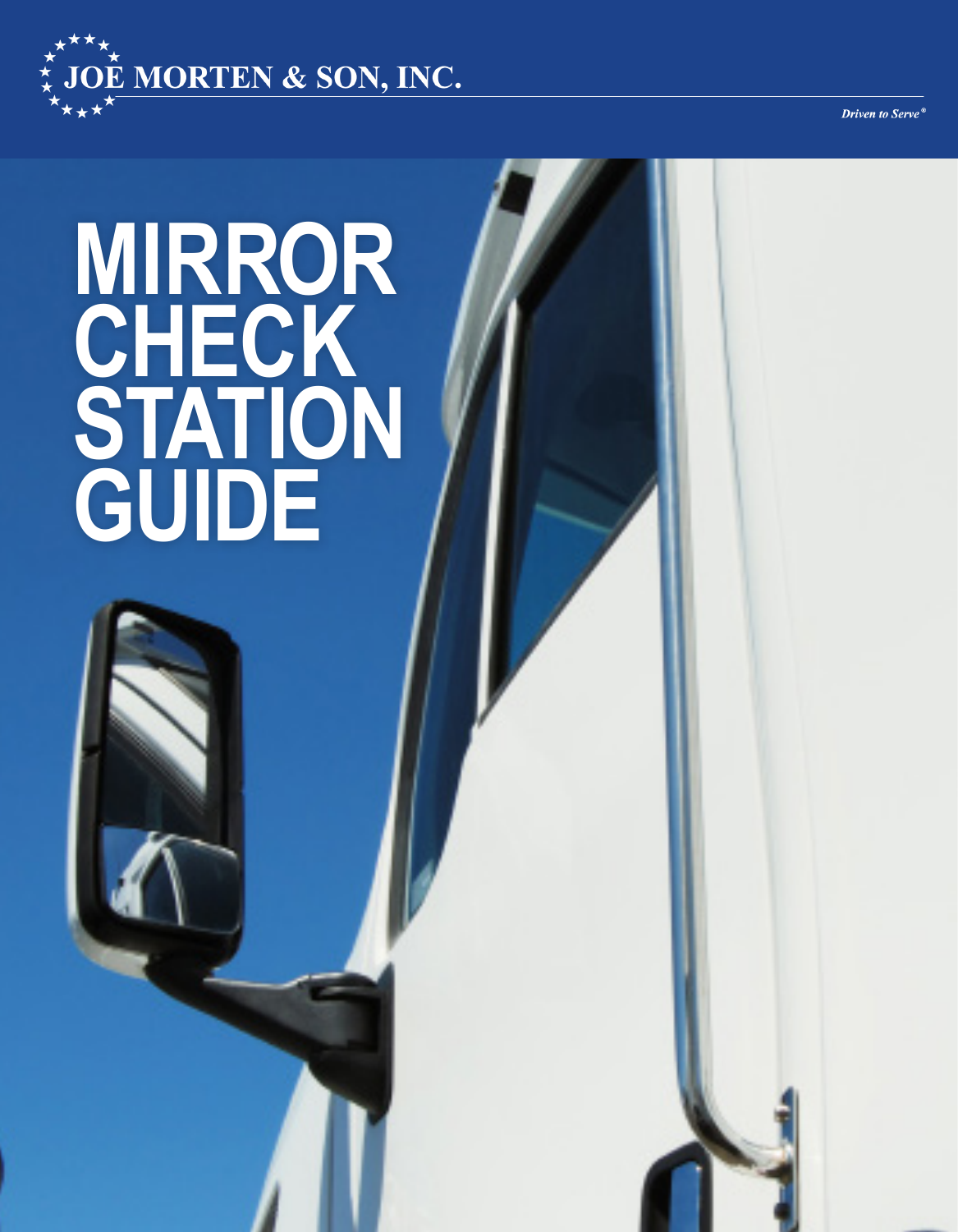JOE MORTEN & SON, INC.

*Driven to Serve®*

# MIRROR CHECK STATION GUIDE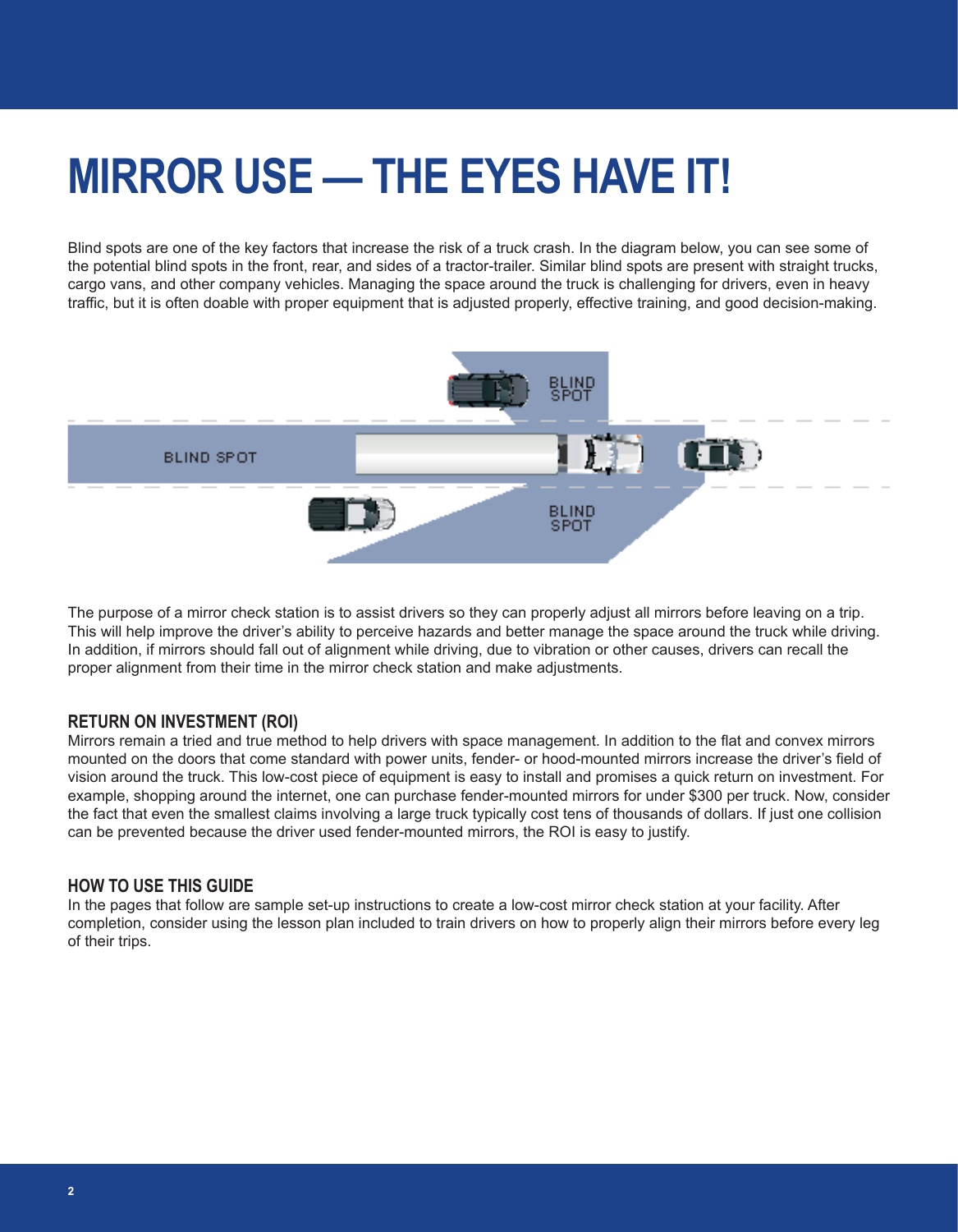# MIRROR USE — THE EYES HAVE IT!

Blind spots are one of the key factors that increase the risk of a truck crash. In the diagram below, you can see some of the potential blind spots in the front, rear, and sides of a tractor-trailer. Similar blind spots are present with straight trucks, cargo vans, and other company vehicles. Managing the space around the truck is challenging for drivers, even in heavy traffic, but it is often doable with proper equipment that is adjusted properly, effective training, and good decision-making.

The purpose of a mirror check station is to assist drivers so they can properly adjust all mirrors before leaving on a trip. This will help improve the driver's ability to perceive hazards and better manage the space around the truck while driving. In addition, if mirrors should fall out of alignment while driving, due to vibration or other causes, drivers can recall the proper alignment from their time in the mirror check station and make adjustments.

## RETURN ON INVESTMENT (ROI)

Mirrors remain a tried and true method to help drivers with space management. In addition to the flat and convex mirrors mounted on the doors that come standard with power units, fender- or hood-mounted mirrors increase the driver's field of vision around the truck. This low-cost piece of equipment is easy to install and promises a quick return on investment. For example, shopping around the internet, one can purchase fender-mounted mirrors for under $300 per truck. Now, consider the fact that even the smallest claims involving a large truck typically cost tens of thousands of dollars. If just one collision can be prevented because the driver used fender-mounted mirrors, the ROI is easy to justify.

## HOW TO USE THIS GUIDE

In the pages that follow are sample set-up instructions to create a low-cost mirror check station at your facility. After completion, consider using the lesson plan included to train drivers on how to properly align their mirrors before every leg of their trips.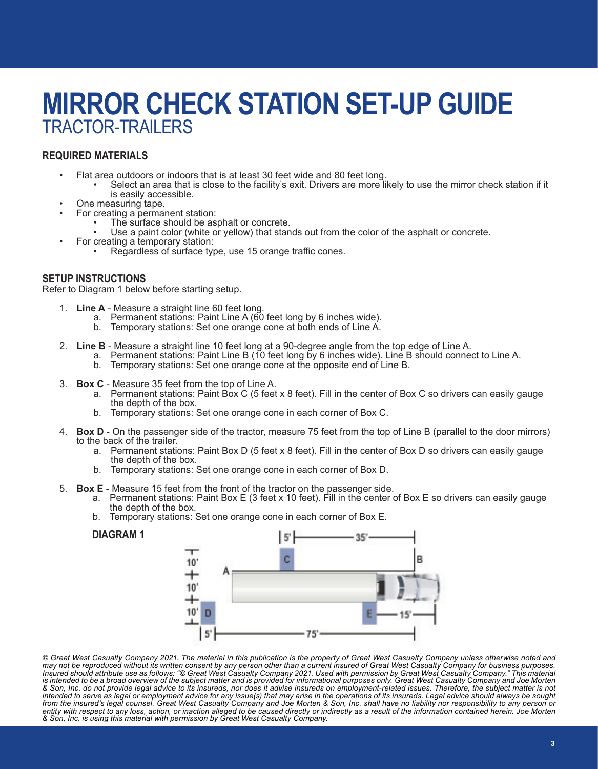# MIRROR CHECK STATION SET-UP GUIDE

## TRACTOR-TRAILERS

### REQUIRED MATERIALS

- Flat area outdoors or indoors that is at least 30 feet wide and 80 feet long.
  - Select an area that is close to the facility's exit. Drivers are more likely to use the mirror check station if it is easily accessible.
- One measuring tape.
- For creating a permanent station:
  - The surface should be asphalt or concrete.
  - Use a paint color (white or yellow) that stands out from the color of the asphalt or concrete.
- For creating a temporary station:
  - Regardless of surface type, use 15 orange traffic cones.

### SETUP INSTRUCTIONS

Refer to Diagram 1 below before starting setup.

1. **Line A** - Measure a straight line 60 feet long.
   a. Permanent stations: Paint Line A (60 feet long by 6 inches wide).
   b. Temporary stations: Set one orange cone at both ends of Line A.
2. **Line B** - Measure a straight line 10 feet long at a 90-degree angle from the top edge of Line A.
   a. Permanent stations: Paint Line B (10 feet long by 6 inches wide). Line B should connect to Line A.
   b. Temporary stations: Set one orange cone at the opposite end of Line B.
3. **Box C** - Measure 35 feet from the top of Line A.
   a. Permanent stations: Paint Box C (5 feet x 8 feet). Fill in the center of Box C so drivers can easily gauge the depth of the box.
   b. Temporary stations: Set one orange cone in each corner of Box C.
4. **Box D** - On the passenger side of the tractor, measure 75 feet from the top of Line B (parallel to the door mirrors) to the back of the trailer.
   a. Permanent stations: Paint Box D (5 feet x 8 feet). Fill in the center of Box D so drivers can easily gauge the depth of the box.
   b. Temporary stations: Set one orange cone in each corner of Box D.
5. **Box E** - Measure 15 feet from the front of the tractor on the passenger side.
   a. Permanent stations: Paint Box E (3 feet x 10 feet). Fill in the center of Box E so drivers can easily gauge the depth of the box.
   b. Temporary stations: Set one orange cone in each corner of Box E.

**DIAGRAM 1**

*© Great West Casualty Company 2021. The material in this publication is the property of Great West Casualty Company unless otherwise noted and may not be reproduced without its written consent by any person other than a current insured of Great West Casualty Company for business purposes. Insured should attribute use as follows: "© Great West Casualty Company 2021. Used with permission by Great West Casualty Company." This material is intended to be a broad overview of the subject matter and is provided for informational purposes only. Great West Casualty Company and Joe Morten & Son, Inc. do not provide legal advice to its insureds, nor does it advise insureds on employment-related issues. Therefore, the subject matter is not intended to serve as legal or employment advice for any issue(s) that may arise in the operations of its insureds. Legal advice should always be sought from the insured's legal counsel. Great West Casualty Company and Joe Morten & Son, Inc. shall have no liability nor responsibility to any person or entity with respect to any loss, action, or inaction alleged to be caused directly or indirectly as a result of the information contained herein. Joe Morten & Son, Inc. is using this material with permission by Great West Casualty Company.*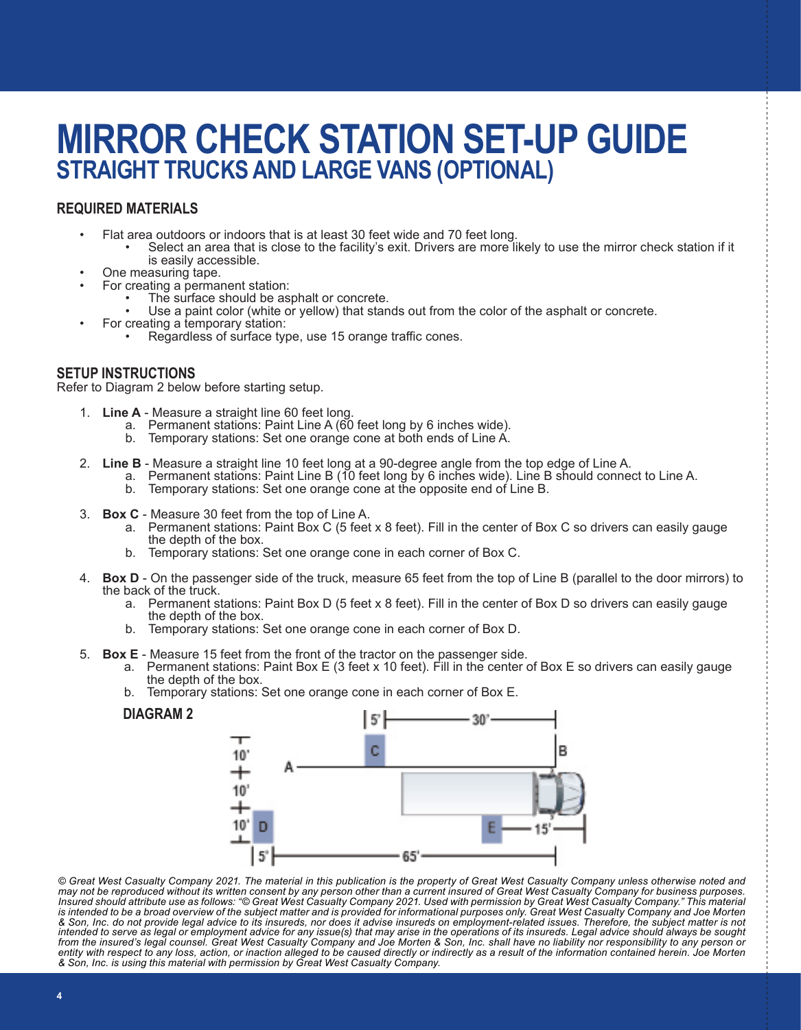# MIRROR CHECK STATION SET-UP GUIDE
## STRAIGHT TRUCKS AND LARGE VANS (OPTIONAL)

### REQUIRED MATERIALS

- Flat area outdoors or indoors that is at least 30 feet wide and 70 feet long.
  - Select an area that is close to the facility's exit. Drivers are more likely to use the mirror check station if it is easily accessible.
- One measuring tape.
- For creating a permanent station:
  - The surface should be asphalt or concrete.
  - Use a paint color (white or yellow) that stands out from the color of the asphalt or concrete.
- For creating a temporary station:
  - Regardless of surface type, use 15 orange traffic cones.

### SETUP INSTRUCTIONS

Refer to Diagram 2 below before starting setup.

1. **Line A** - Measure a straight line 60 feet long.
   a. Permanent stations: Paint Line A (60 feet long by 6 inches wide).
   b. Temporary stations: Set one orange cone at both ends of Line A.

2. **Line B** - Measure a straight line 10 feet long at a 90-degree angle from the top edge of Line A.
   a. Permanent stations: Paint Line B (10 feet long by 6 inches wide). Line B should connect to Line A.
   b. Temporary stations: Set one orange cone at the opposite end of Line B.

3. **Box C** - Measure 30 feet from the top of Line A.
   a. Permanent stations: Paint Box C (5 feet x 8 feet). Fill in the center of Box C so drivers can easily gauge the depth of the box.
   b. Temporary stations: Set one orange cone in each corner of Box C.

4. **Box D** - On the passenger side of the truck, measure 65 feet from the top of Line B (parallel to the door mirrors) to the back of the truck.
   a. Permanent stations: Paint Box D (5 feet x 8 feet). Fill in the center of Box D so drivers can easily gauge the depth of the box.
   b. Temporary stations: Set one orange cone in each corner of Box D.

5. **Box E** - Measure 15 feet from the front of the tractor on the passenger side.
   a. Permanent stations: Paint Box E (3 feet x 10 feet). Fill in the center of Box E so drivers can easily gauge the depth of the box.
   b. Temporary stations: Set one orange cone in each corner of Box E.

**DIAGRAM 2**

*© Great West Casualty Company 2021. The material in this publication is the property of Great West Casualty Company unless otherwise noted and may not be reproduced without its written consent by any person other than a current insured of Great West Casualty Company for business purposes. Insured should attribute use as follows: "© Great West Casualty Company 2021. Used with permission by Great West Casualty Company." This material is intended to be a broad overview of the subject matter and is provided for informational purposes only. Great West Casualty Company and Joe Morten & Son, Inc. do not provide legal advice to its insureds, nor does it advise insureds on employment-related issues. Therefore, the subject matter is not intended to serve as legal or employment advice for any issue(s) that may arise in the operations of its insureds. Legal advice should always be sought from the insured's legal counsel. Great West Casualty Company and Joe Morten & Son, Inc. shall have no liability nor responsibility to any person or entity with respect to any loss, action, or inaction alleged to be caused directly or indirectly as a result of the information contained herein. Joe Morten & Son, Inc. is using this material with permission by Great West Casualty Company.*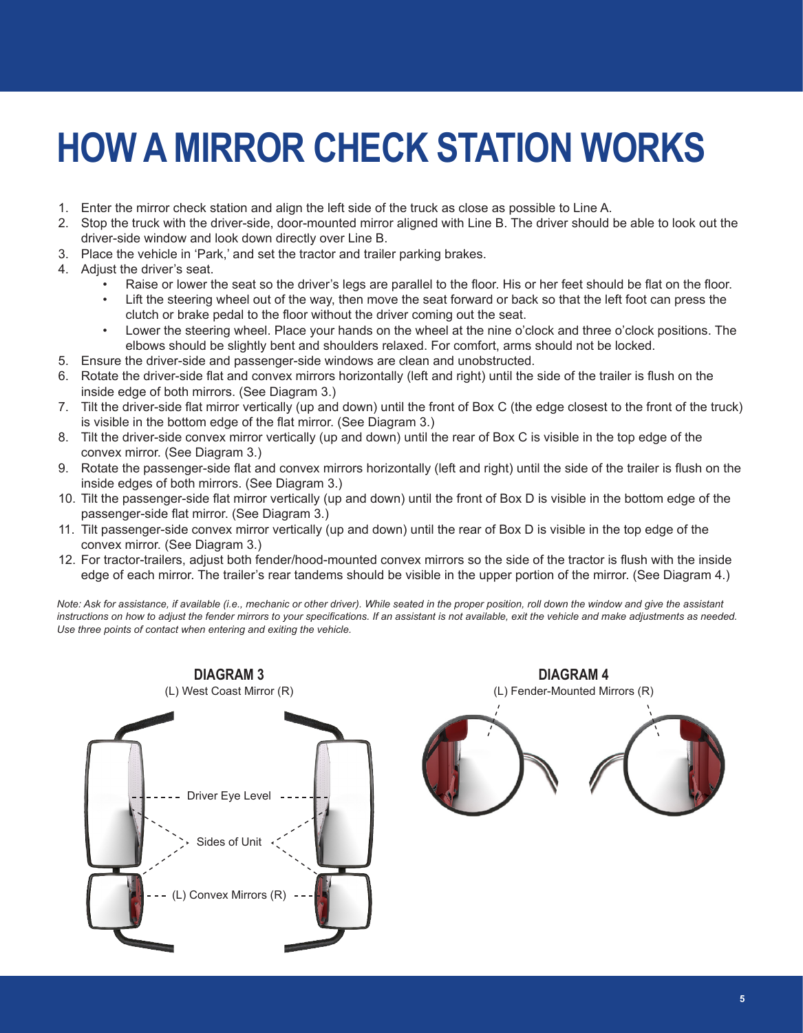# HOW A MIRROR CHECK STATION WORKS

1. Enter the mirror check station and align the left side of the truck as close as possible to Line A.
2. Stop the truck with the driver-side, door-mounted mirror aligned with Line B. The driver should be able to look out the driver-side window and look down directly over Line B.
3. Place the vehicle in 'Park,' and set the tractor and trailer parking brakes.
4. Adjust the driver's seat.
   - Raise or lower the seat so the driver's legs are parallel to the floor. His or her feet should be flat on the floor.
   - Lift the steering wheel out of the way, then move the seat forward or back so that the left foot can press the clutch or brake pedal to the floor without the driver coming out the seat.
   - Lower the steering wheel. Place your hands on the wheel at the nine o'clock and three o'clock positions. The elbows should be slightly bent and shoulders relaxed. For comfort, arms should not be locked.
5. Ensure the driver-side and passenger-side windows are clean and unobstructed.
6. Rotate the driver-side flat and convex mirrors horizontally (left and right) until the side of the trailer is flush on the inside edge of both mirrors. (See Diagram 3.)
7. Tilt the driver-side flat mirror vertically (up and down) until the front of Box C (the edge closest to the front of the truck) is visible in the bottom edge of the flat mirror. (See Diagram 3.)
8. Tilt the driver-side convex mirror vertically (up and down) until the rear of Box C is visible in the top edge of the convex mirror. (See Diagram 3.)
9. Rotate the passenger-side flat and convex mirrors horizontally (left and right) until the side of the trailer is flush on the inside edges of both mirrors. (See Diagram 3.)
10. Tilt the passenger-side flat mirror vertically (up and down) until the front of Box D is visible in the bottom edge of the passenger-side flat mirror. (See Diagram 3.)
11. Tilt passenger-side convex mirror vertically (up and down) until the rear of Box D is visible in the top edge of the convex mirror. (See Diagram 3.)
12. For tractor-trailers, adjust both fender/hood-mounted convex mirrors so the side of the tractor is flush with the inside edge of each mirror. The trailer's rear tandems should be visible in the upper portion of the mirror. (See Diagram 4.)

*Note: Ask for assistance, if available (i.e., mechanic or other driver). While seated in the proper position, roll down the window and give the assistant instructions on how to adjust the fender mirrors to your specifications. If an assistant is not available, exit the vehicle and make adjustments as needed. Use three points of contact when entering and exiting the vehicle.*

**DIAGRAM 3**

(L) West Coast Mirror (R)

Driver Eye Level

Sides of Unit

(L) Convex Mirrors (R)

**DIAGRAM 4**

(L) Fender-Mounted Mirrors (R)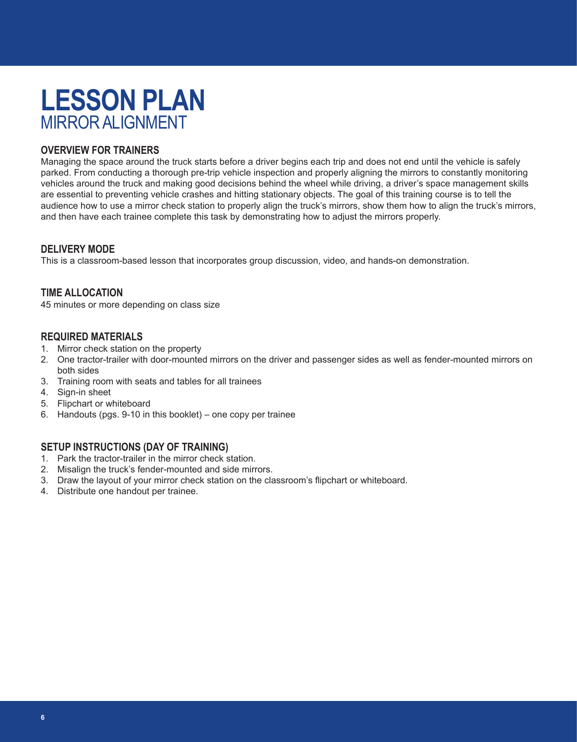# LESSON PLAN
## MIRROR ALIGNMENT

### OVERVIEW FOR TRAINERS

Managing the space around the truck starts before a driver begins each trip and does not end until the vehicle is safely parked. From conducting a thorough pre-trip vehicle inspection and properly aligning the mirrors to constantly monitoring vehicles around the truck and making good decisions behind the wheel while driving, a driver's space management skills are essential to preventing vehicle crashes and hitting stationary objects. The goal of this training course is to tell the audience how to use a mirror check station to properly align the truck's mirrors, show them how to align the truck's mirrors, and then have each trainee complete this task by demonstrating how to adjust the mirrors properly.

### DELIVERY MODE

This is a classroom-based lesson that incorporates group discussion, video, and hands-on demonstration.

### TIME ALLOCATION

45 minutes or more depending on class size

### REQUIRED MATERIALS

1. Mirror check station on the property
2. One tractor-trailer with door-mounted mirrors on the driver and passenger sides as well as fender-mounted mirrors on both sides
3. Training room with seats and tables for all trainees
4. Sign-in sheet
5. Flipchart or whiteboard
6. Handouts (pgs. 9-10 in this booklet) – one copy per trainee

### SETUP INSTRUCTIONS (DAY OF TRAINING)

1. Park the tractor-trailer in the mirror check station.
2. Misalign the truck's fender-mounted and side mirrors.
3. Draw the layout of your mirror check station on the classroom's flipchart or whiteboard.
4. Distribute one handout per trainee.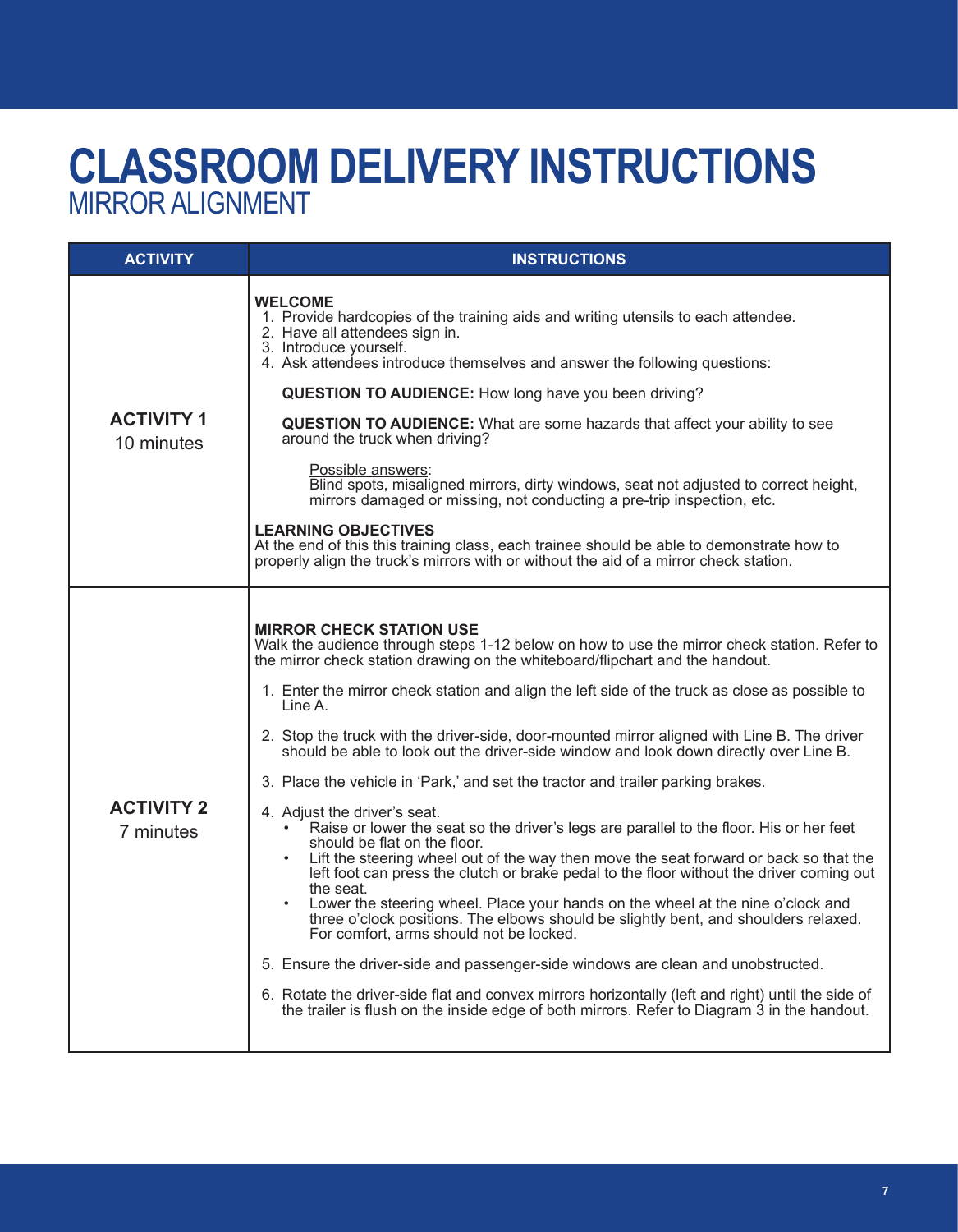# CLASSROOM DELIVERY INSTRUCTIONS
## MIRROR ALIGNMENT

| ACTIVITY | INSTRUCTIONS |
|---|---|
| **ACTIVITY 1**<br>10 minutes | **WELCOME**<br>1. Provide hardcopies of the training aids and writing utensils to each attendee.<br>2. Have all attendees sign in.<br>3. Introduce yourself.<br>4. Ask attendees introduce themselves and answer the following questions:<br><br>**QUESTION TO AUDIENCE:** How long have you been driving?<br><br>**QUESTION TO AUDIENCE:** What are some hazards that affect your ability to see around the truck when driving?<br><br>Possible answers:<br>Blind spots, misaligned mirrors, dirty windows, seat not adjusted to correct height, mirrors damaged or missing, not conducting a pre-trip inspection, etc.<br><br>**LEARNING OBJECTIVES**<br>At the end of this this training class, each trainee should be able to demonstrate how to properly align the truck's mirrors with or without the aid of a mirror check station. |
| **ACTIVITY 2**<br>7 minutes | **MIRROR CHECK STATION USE**<br>Walk the audience through steps 1-12 below on how to use the mirror check station. Refer to the mirror check station drawing on the whiteboard/flipchart and the handout.<br><br>1. Enter the mirror check station and align the left side of the truck as close as possible to Line A.<br><br>2. Stop the truck with the driver-side, door-mounted mirror aligned with Line B. The driver should be able to look out the driver-side window and look down directly over Line B.<br><br>3. Place the vehicle in 'Park,' and set the tractor and trailer parking brakes.<br><br>4. Adjust the driver's seat.<br>• Raise or lower the seat so the driver's legs are parallel to the floor. His or her feet should be flat on the floor.<br>• Lift the steering wheel out of the way then move the seat forward or back so that the left foot can press the clutch or brake pedal to the floor without the driver coming out the seat.<br>• Lower the steering wheel. Place your hands on the wheel at the nine o'clock and three o'clock positions. The elbows should be slightly bent, and shoulders relaxed. For comfort, arms should not be locked.<br><br>5. Ensure the driver-side and passenger-side windows are clean and unobstructed.<br><br>6. Rotate the driver-side flat and convex mirrors horizontally (left and right) until the side of the trailer is flush on the inside edge of both mirrors. Refer to Diagram 3 in the handout. |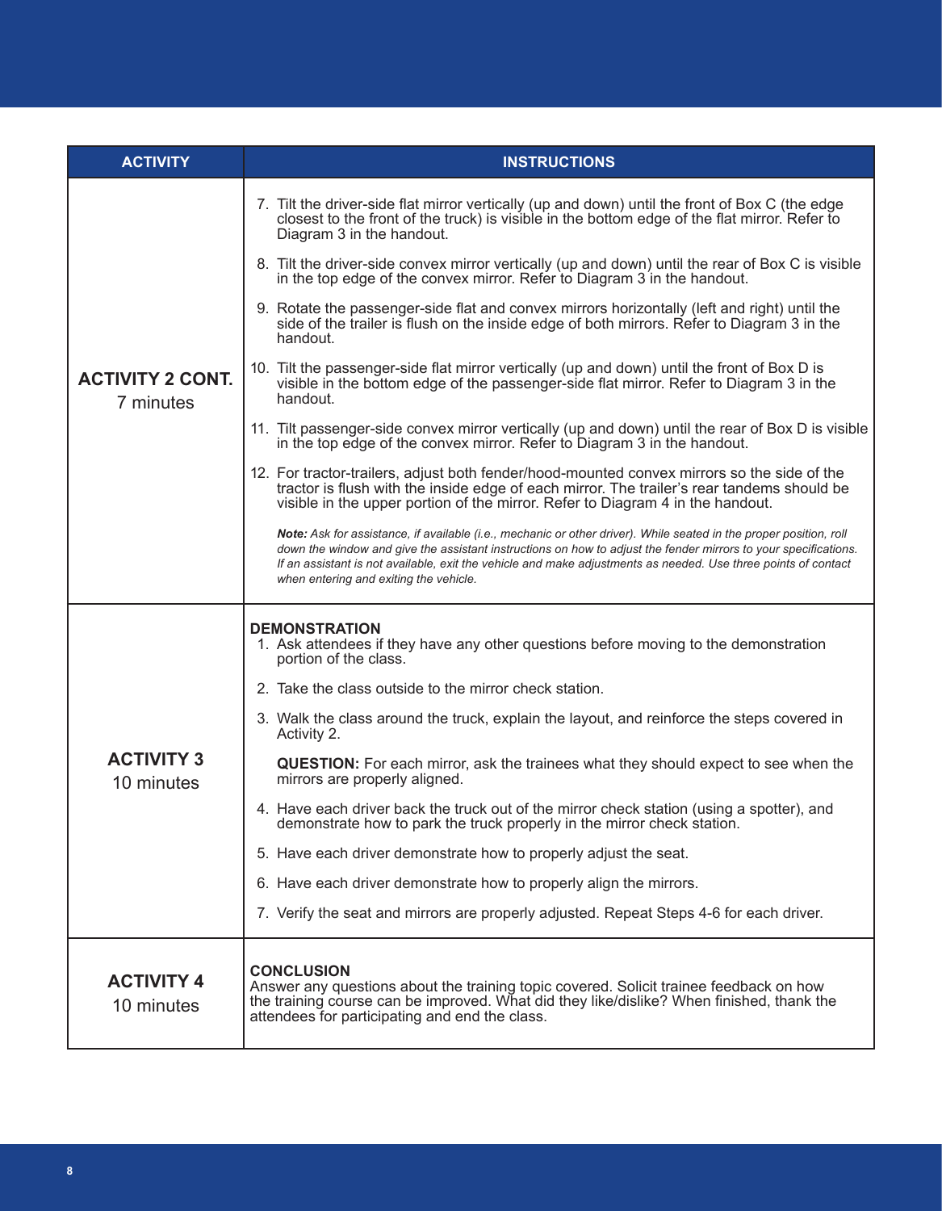| ACTIVITY | INSTRUCTIONS |
|---|---|
| **ACTIVITY 2 CONT.** 7 minutes | 7. Tilt the driver-side flat mirror vertically (up and down) until the front of Box C (the edge closest to the front of the truck) is visible in the bottom edge of the flat mirror. Refer to Diagram 3 in the handout.<br><br>8. Tilt the driver-side convex mirror vertically (up and down) until the rear of Box C is visible in the top edge of the convex mirror. Refer to Diagram 3 in the handout.<br><br>9. Rotate the passenger-side flat and convex mirrors horizontally (left and right) until the side of the trailer is flush on the inside edge of both mirrors. Refer to Diagram 3 in the handout.<br><br>10. Tilt the passenger-side flat mirror vertically (up and down) until the front of Box D is visible in the bottom edge of the passenger-side flat mirror. Refer to Diagram 3 in the handout.<br><br>11. Tilt passenger-side convex mirror vertically (up and down) until the rear of Box D is visible in the top edge of the convex mirror. Refer to Diagram 3 in the handout.<br><br>12. For tractor-trailers, adjust both fender/hood-mounted convex mirrors so the side of the tractor is flush with the inside edge of each mirror. The trailer's rear tandems should be visible in the upper portion of the mirror. Refer to Diagram 4 in the handout.<br><br>***Note:*** *Ask for assistance, if available (i.e., mechanic or other driver). While seated in the proper position, roll down the window and give the assistant instructions on how to adjust the fender mirrors to your specifications. If an assistant is not available, exit the vehicle and make adjustments as needed. Use three points of contact when entering and exiting the vehicle.* |
| **ACTIVITY 3** 10 minutes | **DEMONSTRATION**<br>1. Ask attendees if they have any other questions before moving to the demonstration portion of the class.<br><br>2. Take the class outside to the mirror check station.<br><br>3. Walk the class around the truck, explain the layout, and reinforce the steps covered in Activity 2.<br><br>**QUESTION:** For each mirror, ask the trainees what they should expect to see when the mirrors are properly aligned.<br><br>4. Have each driver back the truck out of the mirror check station (using a spotter), and demonstrate how to park the truck properly in the mirror check station.<br><br>5. Have each driver demonstrate how to properly adjust the seat.<br><br>6. Have each driver demonstrate how to properly align the mirrors.<br><br>7. Verify the seat and mirrors are properly adjusted. Repeat Steps 4-6 for each driver. |
| **ACTIVITY 4** 10 minutes | **CONCLUSION**<br>Answer any questions about the training topic covered. Solicit trainee feedback on how the training course can be improved. What did they like/dislike? When finished, thank the attendees for participating and end the class. |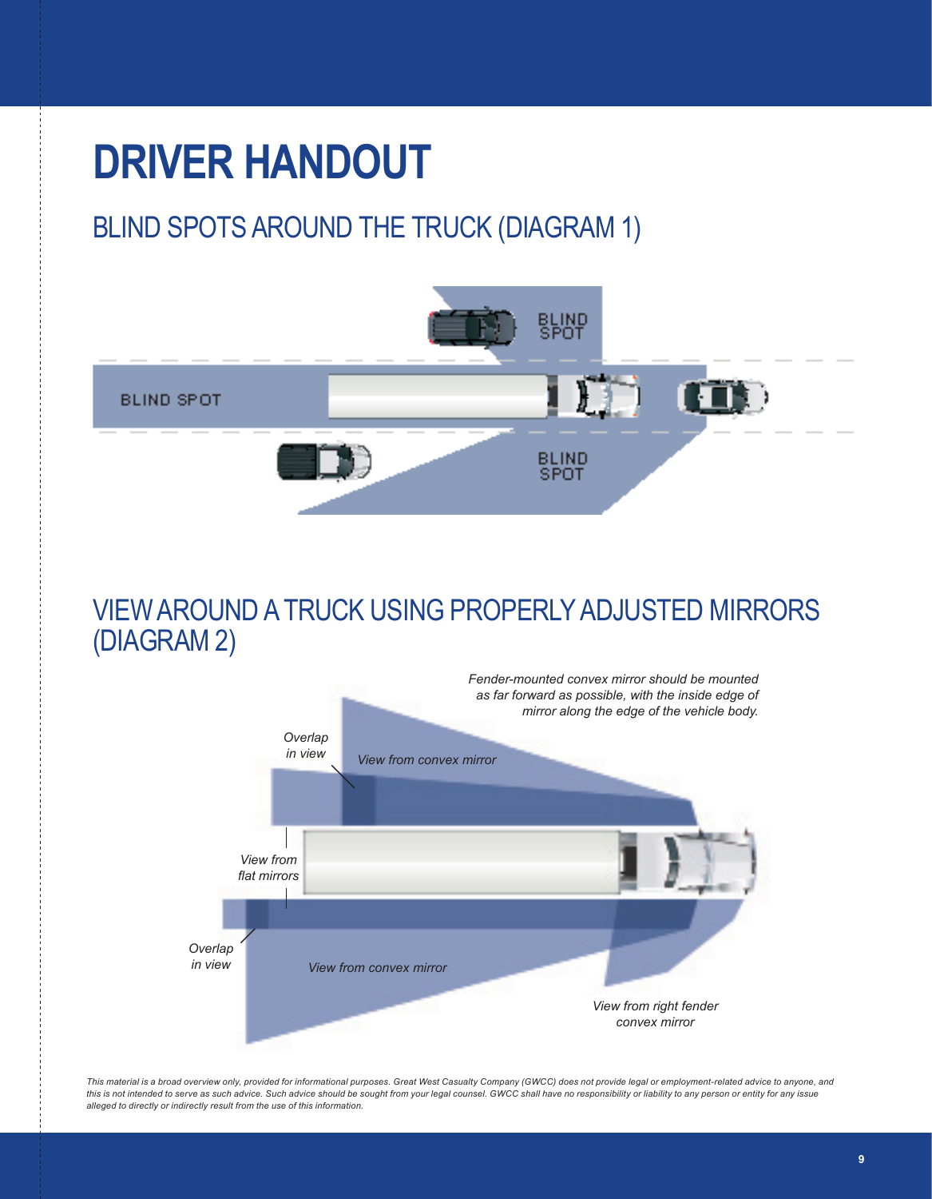# DRIVER HANDOUT

## BLIND SPOTS AROUND THE TRUCK (DIAGRAM 1)

BLIND SPOT

BLIND SPOT

BLIND SPOT

## VIEW AROUND A TRUCK USING PROPERLY ADJUSTED MIRRORS (DIAGRAM 2)

*Fender-mounted convex mirror should be mounted as far forward as possible, with the inside edge of mirror along the edge of the vehicle body.*

*Overlap in view*

*View from convex mirror*

*View from flat mirrors*

*Overlap in view*

*View from convex mirror*

*View from right fender convex mirror*

*This material is a broad overview only, provided for informational purposes. Great West Casualty Company (GWCC) does not provide legal or employment-related advice to anyone, and this is not intended to serve as such advice. Such advice should be sought from your legal counsel. GWCC shall have no responsibility or liability to any person or entity for any issue alleged to directly or indirectly result from the use of this information.*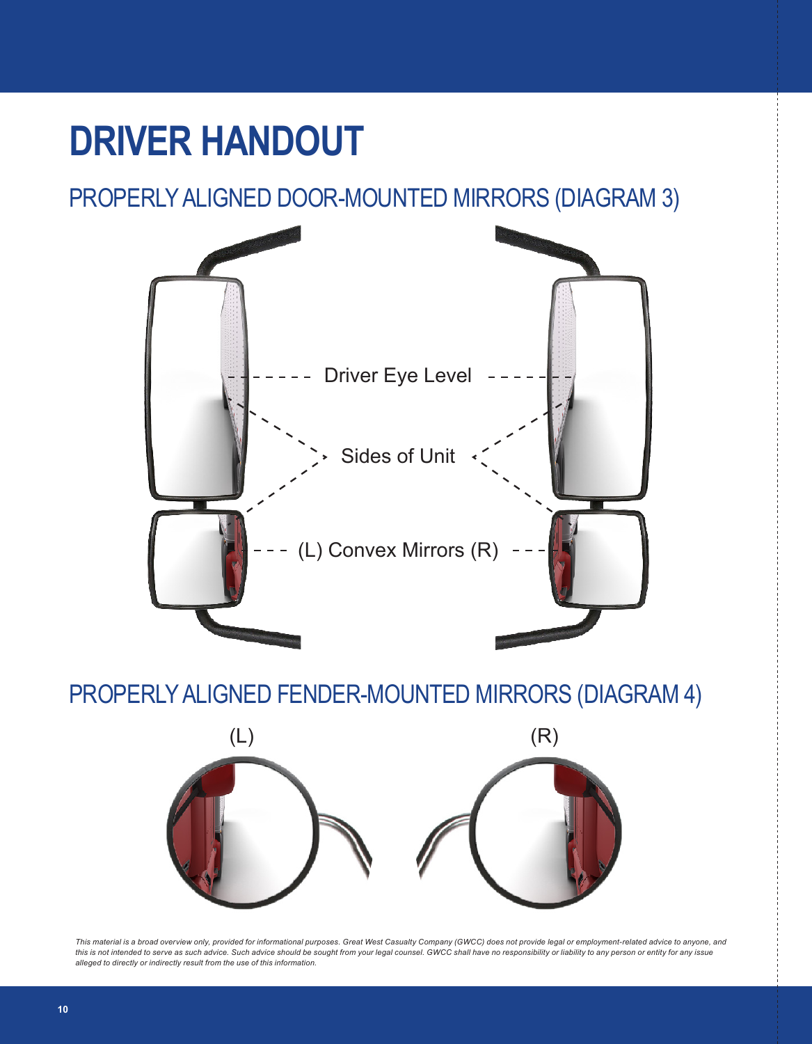# DRIVER HANDOUT

## PROPERLY ALIGNED DOOR-MOUNTED MIRRORS (DIAGRAM 3)

Driver Eye Level

Sides of Unit

(L) Convex Mirrors (R)

## PROPERLY ALIGNED FENDER-MOUNTED MIRRORS (DIAGRAM 4)

(L) (R)

*This material is a broad overview only, provided for informational purposes. Great West Casualty Company (GWCC) does not provide legal or employment-related advice to anyone, and this is not intended to serve as such advice. Such advice should be sought from your legal counsel. GWCC shall have no responsibility or liability to any person or entity for any issue alleged to directly or indirectly result from the use of this information.*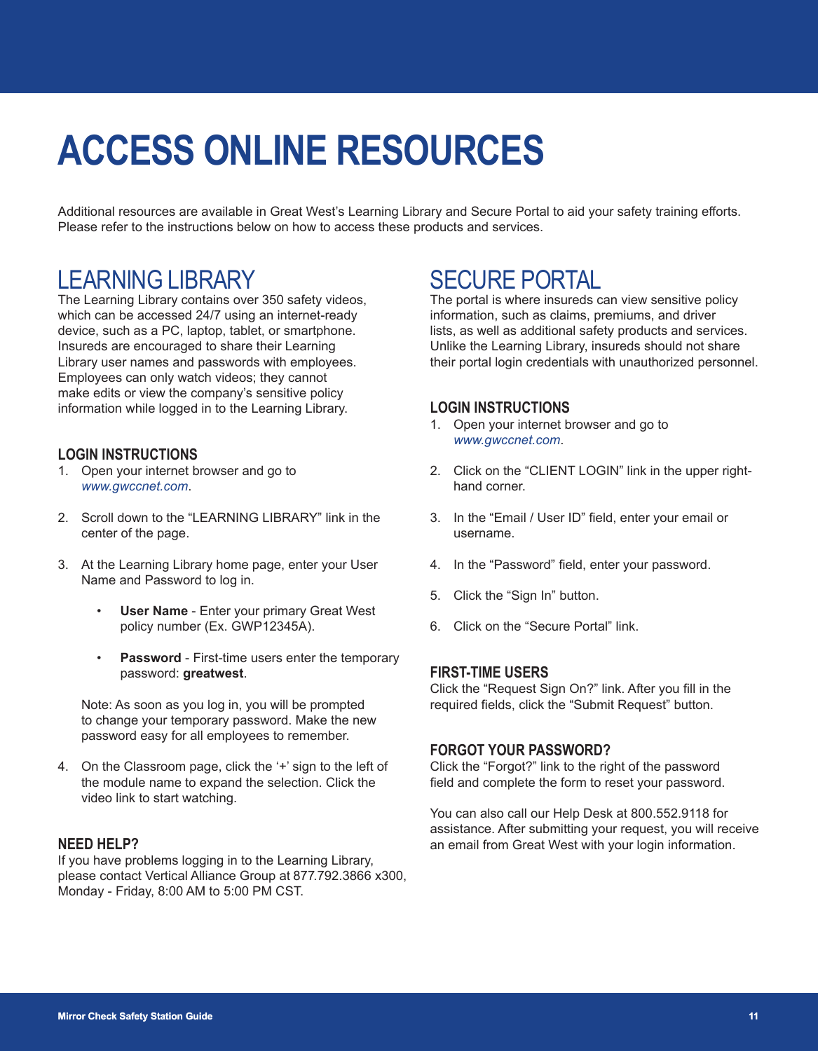# ACCESS ONLINE RESOURCES

Additional resources are available in Great West's Learning Library and Secure Portal to aid your safety training efforts. Please refer to the instructions below on how to access these products and services.

## LEARNING LIBRARY

The Learning Library contains over 350 safety videos, which can be accessed 24/7 using an internet-ready device, such as a PC, laptop, tablet, or smartphone. Insureds are encouraged to share their Learning Library user names and passwords with employees. Employees can only watch videos; they cannot make edits or view the company's sensitive policy information while logged in to the Learning Library.

### LOGIN INSTRUCTIONS

1. Open your internet browser and go to *www.gwccnet.com*.

2. Scroll down to the "LEARNING LIBRARY" link in the center of the page.

3. At the Learning Library home page, enter your User Name and Password to log in.

    - **User Name** - Enter your primary Great West policy number (Ex. GWP12345A).

    - **Password** - First-time users enter the temporary password: **greatwest**.

    Note: As soon as you log in, you will be prompted to change your temporary password. Make the new password easy for all employees to remember.

4. On the Classroom page, click the '+' sign to the left of the module name to expand the selection. Click the video link to start watching.

### NEED HELP?

If you have problems logging in to the Learning Library, please contact Vertical Alliance Group at 877.792.3866 x300, Monday - Friday, 8:00 AM to 5:00 PM CST.

## SECURE PORTAL

The portal is where insureds can view sensitive policy information, such as claims, premiums, and driver lists, as well as additional safety products and services. Unlike the Learning Library, insureds should not share their portal login credentials with unauthorized personnel.

### LOGIN INSTRUCTIONS

1. Open your internet browser and go to *www.gwccnet.com*.

2. Click on the "CLIENT LOGIN" link in the upper right-hand corner.

3. In the "Email / User ID" field, enter your email or username.

4. In the "Password" field, enter your password.

5. Click the "Sign In" button.

6. Click on the "Secure Portal" link.

### FIRST-TIME USERS

Click the "Request Sign On?" link. After you fill in the required fields, click the "Submit Request" button.

### FORGOT YOUR PASSWORD?

Click the "Forgot?" link to the right of the password field and complete the form to reset your password.

You can also call our Help Desk at 800.552.9118 for assistance. After submitting your request, you will receive an email from Great West with your login information.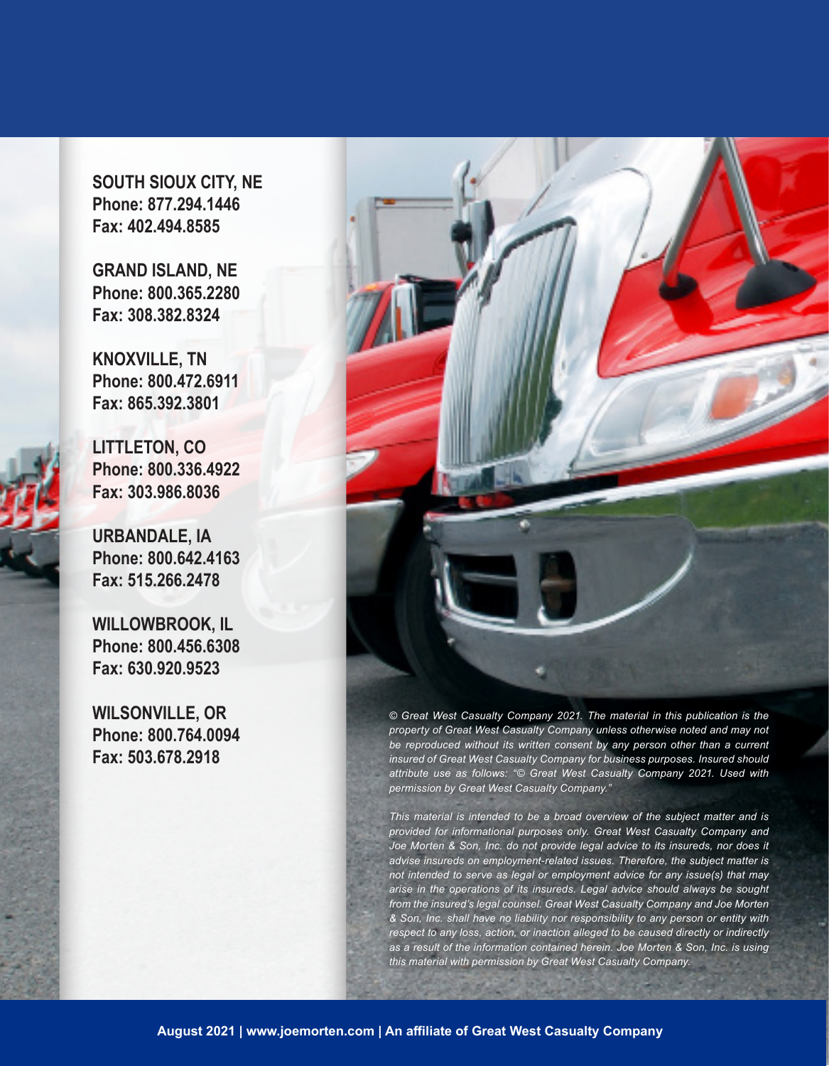**SOUTH SIOUX CITY, NE**
**Phone: 877.294.1446**
**Fax: 402.494.8585**

**GRAND ISLAND, NE**
**Phone: 800.365.2280**
**Fax: 308.382.8324**

**KNOXVILLE, TN**
**Phone: 800.472.6911**
**Fax: 865.392.3801**

**LITTLETON, CO**
**Phone: 800.336.4922**
**Fax: 303.986.8036**

**URBANDALE, IA**
**Phone: 800.642.4163**
**Fax: 515.266.2478**

**WILLOWBROOK, IL**
**Phone: 800.456.6308**
**Fax: 630.920.9523**

**WILSONVILLE, OR**
**Phone: 800.764.0094**
**Fax: 503.678.2918**

*© Great West Casualty Company 2021. The material in this publication is the property of Great West Casualty Company unless otherwise noted and may not be reproduced without its written consent by any person other than a current insured of Great West Casualty Company for business purposes. Insured should attribute use as follows: "© Great West Casualty Company 2021. Used with permission by Great West Casualty Company."*

*This material is intended to be a broad overview of the subject matter and is provided for informational purposes only. Great West Casualty Company and Joe Morten & Son, Inc. do not provide legal advice to its insureds, nor does it advise insureds on employment-related issues. Therefore, the subject matter is not intended to serve as legal or employment advice for any issue(s) that may arise in the operations of its insureds. Legal advice should always be sought from the insured's legal counsel. Great West Casualty Company and Joe Morten & Son, Inc. shall have no liability nor responsibility to any person or entity with respect to any loss, action, or inaction alleged to be caused directly or indirectly as a result of the information contained herein. Joe Morten & Son, Inc. is using this material with permission by Great West Casualty Company.*

**August 2021 | www.joemorten.com | An affiliate of Great West Casualty Company**